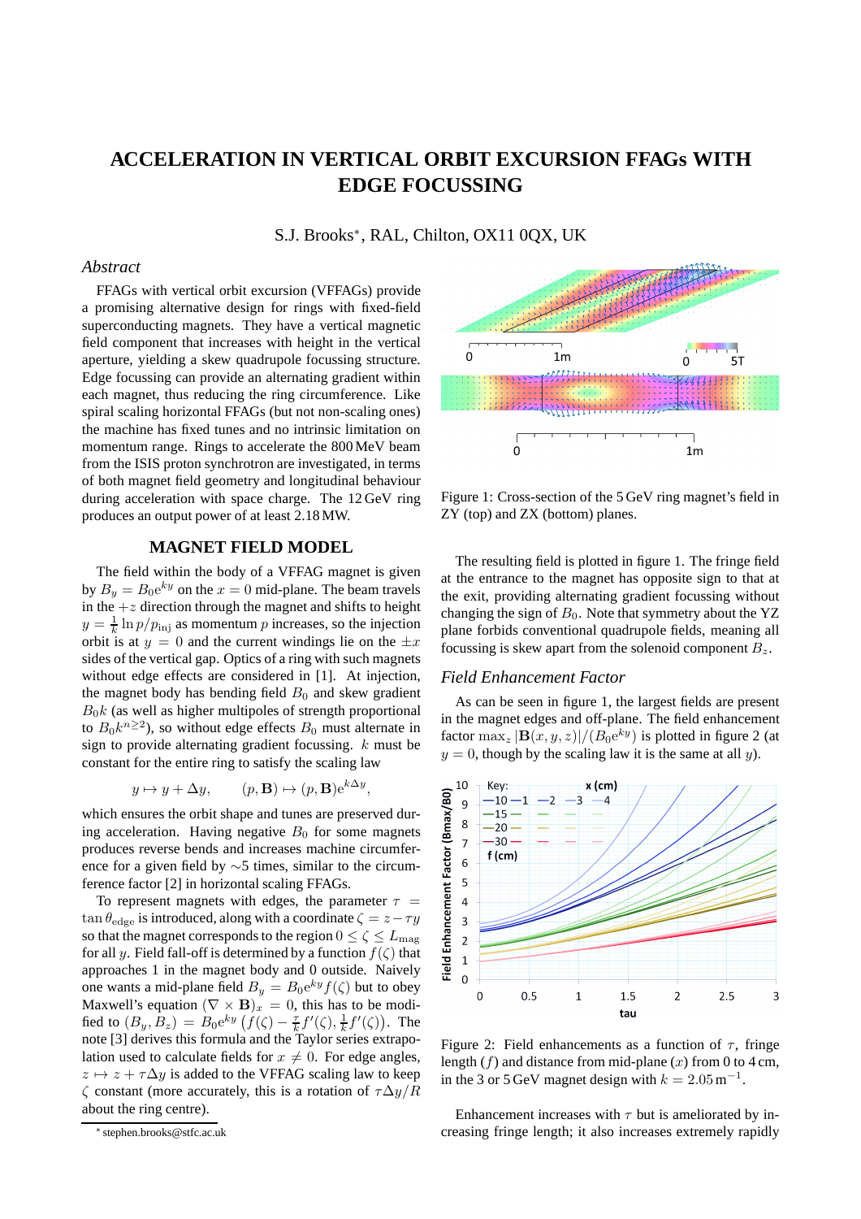# ACCELERATION IN VERTICAL ORBIT EXCURSION FFAGs WITH EDGE FOCUSSING

S.J. Brooks*, RAL, Chilton, OX11 0QX, UK

## Abstract

FFAGs with vertical orbit excursion (VFFAGs) provide a promising alternative design for rings with fixed-field superconducting magnets. They have a vertical magnetic field component that increases with height in the vertical aperture, yielding a skew quadrupole focussing structure. Edge focussing can provide an alternating gradient within each magnet, thus reducing the ring circumference. Like spiral scaling horizontal FFAGs (but not non-scaling ones) the machine has fixed tunes and no intrinsic limitation on momentum range. Rings to accelerate the 800 MeV beam from the ISIS proton synchrotron are investigated, in terms of both magnet field geometry and longitudinal behaviour during acceleration with space charge. The 12 GeV ring produces an output power of at least 2.18 MW.

## MAGNET FIELD MODEL

The field within the body of a VFFAG magnet is given by $B_y = B_0 e^{ky}$ on the $x = 0$ mid-plane. The beam travels in the $+z$ direction through the magnet and shifts to height $y = \frac{1}{k} \ln p/p_{\rm inj}$ as momentum $p$ increases, so the injection orbit is at $y = 0$ and the current windings lie on the $\pm x$ sides of the vertical gap. Optics of a ring with such magnets without edge effects are considered in [1]. At injection, the magnet body has bending field $B_0$ and skew gradient $B_0 k$ (as well as higher multipoles of strength proportional to $B_0 k^{n\geq 2}$), so without edge effects $B_0$ must alternate in sign to provide alternating gradient focussing. $k$ must be constant for the entire ring to satisfy the scaling law

$$y \mapsto y + \Delta y, \qquad (p, \mathbf{B}) \mapsto (p, \mathbf{B}) e^{k\Delta y},$$

which ensures the orbit shape and tunes are preserved during acceleration. Having negative $B_0$ for some magnets produces reverse bends and increases machine circumference for a given field by $\sim$5 times, similar to the circumference factor [2] in horizontal scaling FFAGs.

To represent magnets with edges, the parameter $\tau = \tan\theta_{\rm edge}$ is introduced, along with a coordinate $\zeta = z - \tau y$ so that the magnet corresponds to the region $0 \leq \zeta \leq L_{\rm mag}$ for all $y$. Field fall-off is determined by a function $f(\zeta)$ that approaches 1 in the magnet body and 0 outside. Naively one wants a mid-plane field $B_y = B_0 e^{ky} f(\zeta)$ but to obey Maxwell's equation $(\nabla \times \mathbf{B})_x = 0$, this has to be modified to $(B_y, B_z) = B_0 e^{ky} \left( f(\zeta) - \frac{\tau}{k} f'(\zeta), \frac{1}{k} f'(\zeta) \right)$. The note [3] derives this formula and the Taylor series extrapolation used to calculate fields for $x \neq 0$. For edge angles, $z \mapsto z + \tau \Delta y$ is added to the VFFAG scaling law to keep $\zeta$ constant (more accurately, this is a rotation of $\tau \Delta y / R$ about the ring centre).

Figure 1: Cross-section of the 5 GeV ring magnet's field in ZY (top) and ZX (bottom) planes.

The resulting field is plotted in figure 1. The fringe field at the entrance to the magnet has opposite sign to that at the exit, providing alternating gradient focussing without changing the sign of $B_0$. Note that symmetry about the YZ plane forbids conventional quadrupole fields, meaning all focussing is skew apart from the solenoid component $B_z$.

### Field Enhancement Factor

As can be seen in figure 1, the largest fields are present in the magnet edges and off-plane. The field enhancement factor $\max_z |\mathbf{B}(x, y, z)|/(B_0 e^{ky})$ is plotted in figure 2 (at $y = 0$, though by the scaling law it is the same at all $y$).

Figure 2: Field enhancements as a function of $\tau$, fringe length ($f$) and distance from mid-plane ($x$) from 0 to 4 cm, in the 3 or 5 GeV magnet design with $k = 2.05\,\mathrm{m}^{-1}$.

Enhancement increases with $\tau$ but is ameliorated by increasing fringe length; it also increases extremely rapidly

---

* stephen.brooks@stfc.ac.uk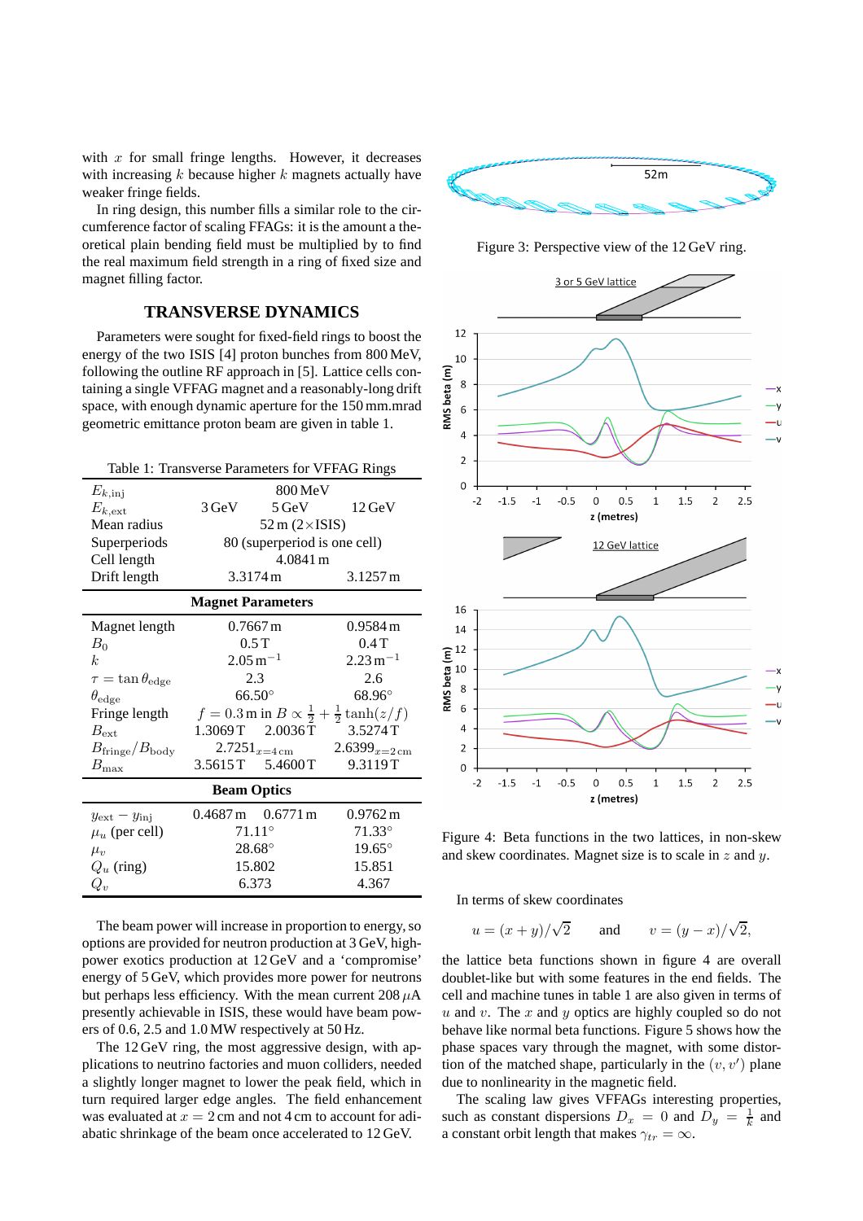with $x$ for small fringe lengths. However, it decreases with increasing $k$ because higher $k$ magnets actually have weaker fringe fields.

In ring design, this number fills a similar role to the circumference factor of scaling FFAGs: it is the amount a theoretical plain bending field must be multiplied by to find the real maximum field strength in a ring of fixed size and magnet filling factor.

## TRANSVERSE DYNAMICS

Parameters were sought for fixed-field rings to boost the energy of the two ISIS [4] proton bunches from 800 MeV, following the outline RF approach in [5]. Lattice cells containing a single VFFAG magnet and a reasonably-long drift space, with enough dynamic aperture for the 150 mm.mrad geometric emittance proton beam are given in table 1.

Table 1: Transverse Parameters for VFFAG Rings

| | | | |
|---|---|---|---|
| $E_{k,\text{inj}}$ | 800 MeV | | |
| $E_{k,\text{ext}}$ | 3 GeV | 5 GeV | 12 GeV |
| Mean radius | 52 m (2×ISIS) | | |
| Superperiods | 80 (superperiod is one cell) | | |
| Cell length | 4.0841 m | | |
| Drift length | 3.3174 m | | 3.1257 m |
| **Magnet Parameters** | | | |
| Magnet length | 0.7667 m | | 0.9584 m |
| $B_0$ | 0.5 T | | 0.4 T |
| $k$ | 2.05 m$^{-1}$ | | 2.23 m$^{-1}$ |
| $\tau = \tan\theta_{\text{edge}}$ | 2.3 | | 2.6 |
| $\theta_{\text{edge}}$ | 66.50° | | 68.96° |
| Fringe length | $f = 0.3$ m in $B \propto \frac{1}{2} + \frac{1}{2}\tanh(z/f)$ | | |
| $B_{\text{ext}}$ | 1.3069 T | 2.0036 T | 3.5274 T |
| $B_{\text{fringe}}/B_{\text{body}}$ | $2.7251_{x=4\,\text{cm}}$ | | $2.6399_{x=2\,\text{cm}}$ |
| $B_{\text{max}}$ | 3.5615 T | 5.4600 T | 9.3119 T |
| **Beam Optics** | | | |
| $y_{\text{ext}} - y_{\text{inj}}$ | 0.4687 m | 0.6771 m | 0.9762 m |
| $\mu_u$ (per cell) | 71.11° | | 71.33° |
| $\mu_v$ | 28.68° | | 19.65° |
| $Q_u$ (ring) | 15.802 | | 15.851 |
| $Q_v$ | 6.373 | | 4.367 |

The beam power will increase in proportion to energy, so options are provided for neutron production at 3 GeV, high-power exotics production at 12 GeV and a 'compromise' energy of 5 GeV, which provides more power for neutrons but perhaps less efficiency. With the mean current 208 $\mu$A presently achievable in ISIS, these would have beam powers of 0.6, 2.5 and 1.0 MW respectively at 50 Hz.

The 12 GeV ring, the most aggressive design, with applications to neutrino factories and muon colliders, needed a slightly longer magnet to lower the peak field, which in turn required larger edge angles. The field enhancement was evaluated at $x = 2$ cm and not 4 cm to account for adiabatic shrinkage of the beam once accelerated to 12 GeV.

Figure 3: Perspective view of the 12 GeV ring.

Figure 4: Beta functions in the two lattices, in non-skew and skew coordinates. Magnet size is to scale in $z$ and $y$.

In terms of skew coordinates

$$u = (x + y)/\sqrt{2} \qquad \text{and} \qquad v = (y - x)/\sqrt{2},$$

the lattice beta functions shown in figure 4 are overall doublet-like but with some features in the end fields. The cell and machine tunes in table 1 are also given in terms of $u$ and $v$. The $x$ and $y$ optics are highly coupled so do not behave like normal beta functions. Figure 5 shows how the phase spaces vary through the magnet, with some distortion of the matched shape, particularly in the $(v, v')$ plane due to nonlinearity in the magnetic field.

The scaling law gives VFFAGs interesting properties, such as constant dispersions $D_x = 0$ and $D_y = \frac{1}{k}$ and a constant orbit length that makes $\gamma_{tr} = \infty$.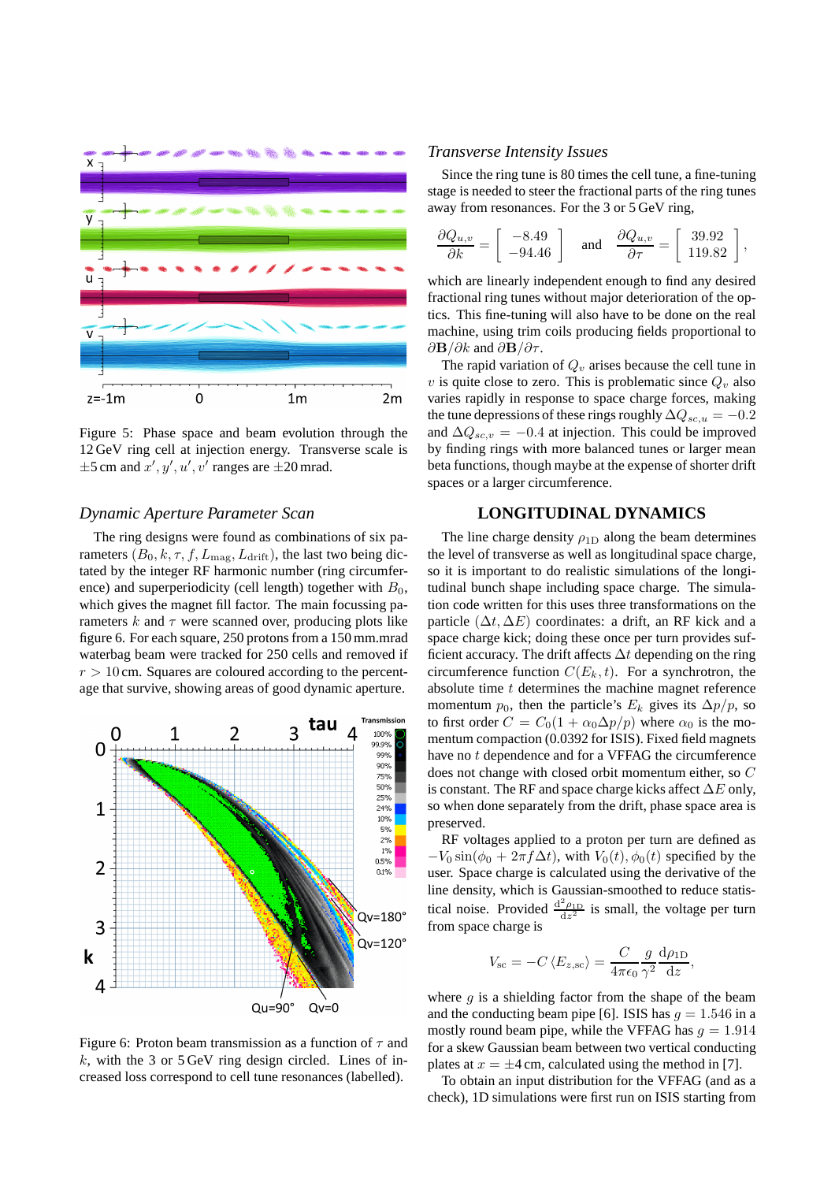Figure 5: Phase space and beam evolution through the 12 GeV ring cell at injection energy. Transverse scale is $\pm 5$ cm and $x', y', u', v'$ ranges are $\pm 20$ mrad.

### Dynamic Aperture Parameter Scan

The ring designs were found as combinations of six parameters $(B_0, k, \tau, f, L_{\text{mag}}, L_{\text{drift}})$, the last two being dictated by the integer RF harmonic number (ring circumference) and superperiodicity (cell length) together with $B_0$, which gives the magnet fill factor. The main focussing parameters $k$ and $\tau$ were scanned over, producing plots like figure 6. For each square, 250 protons from a 150 mm.mrad waterbag beam were tracked for 250 cells and removed if $r > 10$ cm. Squares are coloured according to the percentage that survive, showing areas of good dynamic aperture.

Figure 6: Proton beam transmission as a function of $\tau$ and $k$, with the 3 or 5 GeV ring design circled. Lines of increased loss correspond to cell tune resonances (labelled).

### Transverse Intensity Issues

Since the ring tune is 80 times the cell tune, a fine-tuning stage is needed to steer the fractional parts of the ring tunes away from resonances. For the 3 or 5 GeV ring,

$$\frac{\partial Q_{u,v}}{\partial k} = \begin{bmatrix} -8.49 \\ -94.46 \end{bmatrix} \quad \text{and} \quad \frac{\partial Q_{u,v}}{\partial \tau} = \begin{bmatrix} 39.92 \\ 119.82 \end{bmatrix},$$

which are linearly independent enough to find any desired fractional ring tunes without major deterioration of the optics. This fine-tuning will also have to be done on the real machine, using trim coils producing fields proportional to $\partial \mathbf{B}/\partial k$ and $\partial \mathbf{B}/\partial \tau$.

The rapid variation of $Q_v$ arises because the cell tune in $v$ is quite close to zero. This is problematic since $Q_v$ also varies rapidly in response to space charge forces, making the tune depressions of these rings roughly $\Delta Q_{sc,u} = -0.2$ and $\Delta Q_{sc,v} = -0.4$ at injection. This could be improved by finding rings with more balanced tunes or larger mean beta functions, though maybe at the expense of shorter drift spaces or a larger circumference.

## LONGITUDINAL DYNAMICS

The ring charge density $\rho_{1\text{D}}$ along the beam determines the level of transverse as well as longitudinal space charge, so it is important to do realistic simulations of the longitudinal bunch shape including space charge. The simulation code written for this uses three transformations on the particle $(\Delta t, \Delta E)$ coordinates: a drift, an RF kick and a space charge kick; doing these once per turn provides sufficient accuracy. The drift affects $\Delta t$ depending on the ring circumference function $C(E_k, t)$. For a synchrotron, the absolute time $t$ determines the machine magnet reference momentum $p_0$, then the particle's $E_k$ gives its $\Delta p/p$, so to first order $C = C_0(1 + \alpha_0 \Delta p/p)$ where $\alpha_0$ is the momentum compaction (0.0392 for ISIS). Fixed field magnets have no $t$ dependence and for a VFFAG the circumference does not change with closed orbit momentum either, so $C$ is constant. The RF and space charge kicks affect $\Delta E$ only, so when done separately from the drift, phase space area is preserved.

RF voltages applied to a proton per turn are defined as $-V_0 \sin(\phi_0 + 2\pi f \Delta t)$, with $V_0(t), \phi_0(t)$ specified by the user. Space charge is calculated using the derivative of the line density, which is Gaussian-smoothed to reduce statistical noise. Provided $\frac{\mathrm{d}^2 \rho_{1\text{D}}}{\mathrm{d}z^2}$ is small, the voltage per turn from space charge is

$$V_{\text{sc}} = -C \langle E_{z,\text{sc}} \rangle = \frac{C}{4\pi\epsilon_0} \frac{g}{\gamma^2} \frac{\mathrm{d}\rho_{1\text{D}}}{\mathrm{d}z},$$

where $g$ is a shielding factor from the shape of the beam and the conducting beam pipe [6]. ISIS has $g = 1.546$ in a mostly round beam pipe, while the VFFAG has $g = 1.914$ for a skew Gaussian beam between two vertical conducting plates at $x = \pm 4$ cm, calculated using the method in [7].

To obtain an input distribution for the VFFAG (and as a check), 1D simulations were first run on ISIS starting from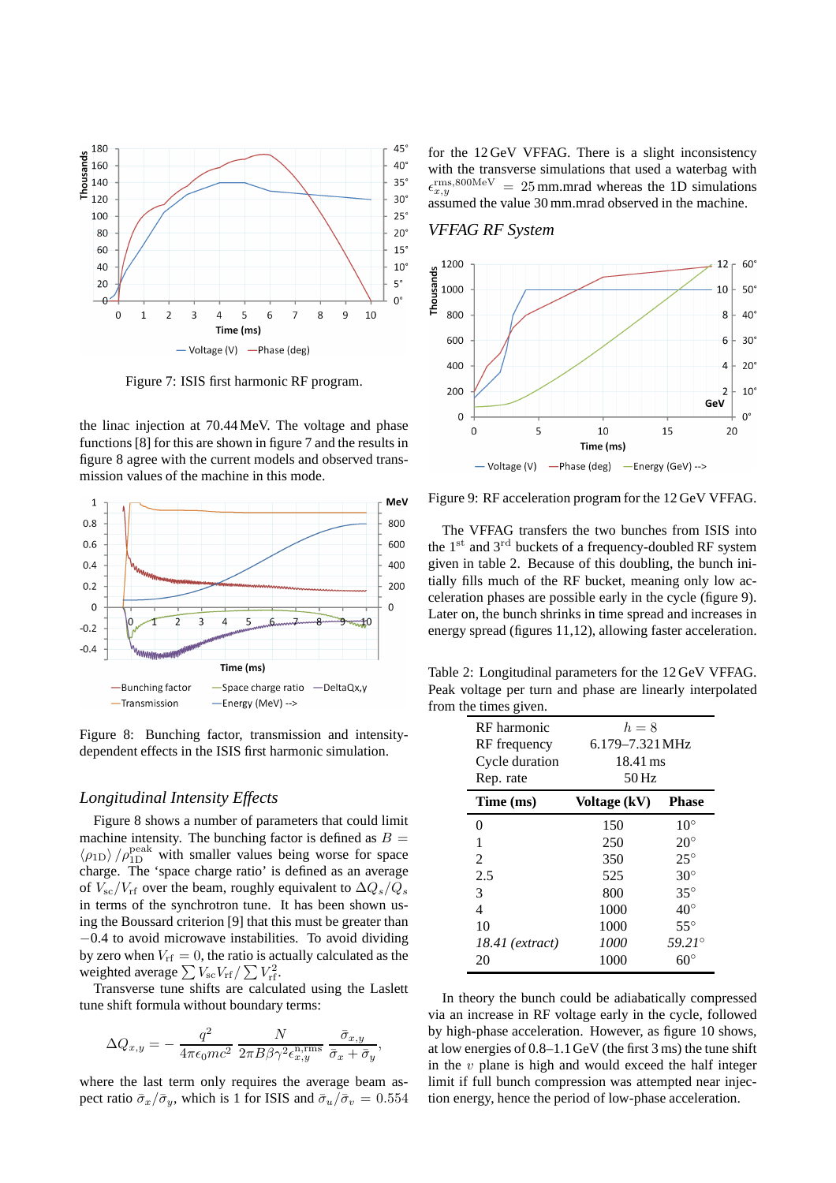Figure 7: ISIS first harmonic RF program.

the linac injection at 70.44 MeV. The voltage and phase functions [8] for this are shown in figure 7 and the results in figure 8 agree with the current models and observed transmission values of the machine in this mode.

Figure 8: Bunching factor, transmission and intensity-dependent effects in the ISIS first harmonic simulation.

### *Longitudinal Intensity Effects*

Figure 8 shows a number of parameters that could limit machine intensity. The bunching factor is defined as $B = \langle \rho_{1D} \rangle / \rho_{1D}^{\rm peak}$ with smaller values being worse for space charge. The 'space charge ratio' is defined as an average of $V_{\rm sc}/V_{\rm rf}$ over the beam, roughly equivalent to $\Delta Q_s/Q_s$ in terms of the synchrotron tune. It has been shown using the Boussard criterion [9] that this must be greater than $-0.4$ to avoid microwave instabilities. To avoid dividing by zero when $V_{\rm rf} = 0$, the ratio is actually calculated as the weighted average $\sum V_{\rm sc} V_{\rm rf} / \sum V_{\rm rf}^2$.

Transverse tune shifts are calculated using the Laslett tune shift formula without boundary terms:

$$\Delta Q_{x,y} = -\frac{q^2}{4\pi\epsilon_0 mc^2} \frac{N}{2\pi B \beta \gamma^2 \epsilon_{x,y}^{\rm n,rms}} \frac{\bar{\sigma}_{x,y}}{\bar{\sigma}_x + \bar{\sigma}_y},$$

where the last term only requires the average beam aspect ratio $\bar{\sigma}_x/\bar{\sigma}_y$, which is 1 for ISIS and $\bar{\sigma}_u/\bar{\sigma}_v = 0.554$ for the 12 GeV VFFAG. There is a slight inconsistency with the transverse simulations that used a waterbag with $\epsilon_{x,y}^{\rm rms,800MeV} = 25$ mm.mrad whereas the 1D simulations assumed the value 30 mm.mrad observed in the machine.

### *VFFAG RF System*

Figure 9: RF acceleration program for the 12 GeV VFFAG.

The VFFAG transfers the two bunches from ISIS into the 1st and 3rd buckets of a frequency-doubled RF system given in table 2. Because of this doubling, the bunch initially fills much of the RF bucket, meaning only low acceleration phases are possible early in the cycle (figure 9). Later on, the bunch shrinks in time spread and increases in energy spread (figures 11,12), allowing faster acceleration.

Table 2: Longitudinal parameters for the 12 GeV VFFAG. Peak voltage per turn and phase are linearly interpolated from the times given.

| | | |
|---|---|---|
| RF harmonic | $h = 8$ | |
| RF frequency | 6.179–7.321 MHz | |
| Cycle duration | 18.41 ms | |
| Rep. rate | 50 Hz | |
| **Time (ms)** | **Voltage (kV)** | **Phase** |
| 0 | 150 | 10° |
| 1 | 250 | 20° |
| 2 | 350 | 25° |
| 2.5 | 525 | 30° |
| 3 | 800 | 35° |
| 4 | 1000 | 40° |
| 10 | 1000 | 55° |
| *18.41 (extract)* | *1000* | *59.21°* |
| 20 | 1000 | 60° |

In theory the bunch could be adiabatically compressed via an increase in RF voltage early in the cycle, followed by high-phase acceleration. However, as figure 10 shows, at low energies of 0.8–1.1 GeV (the first 3 ms) the tune shift in the $v$ plane is high and would exceed the half integer limit if full bunch compression was attempted near injection energy, hence the period of low-phase acceleration.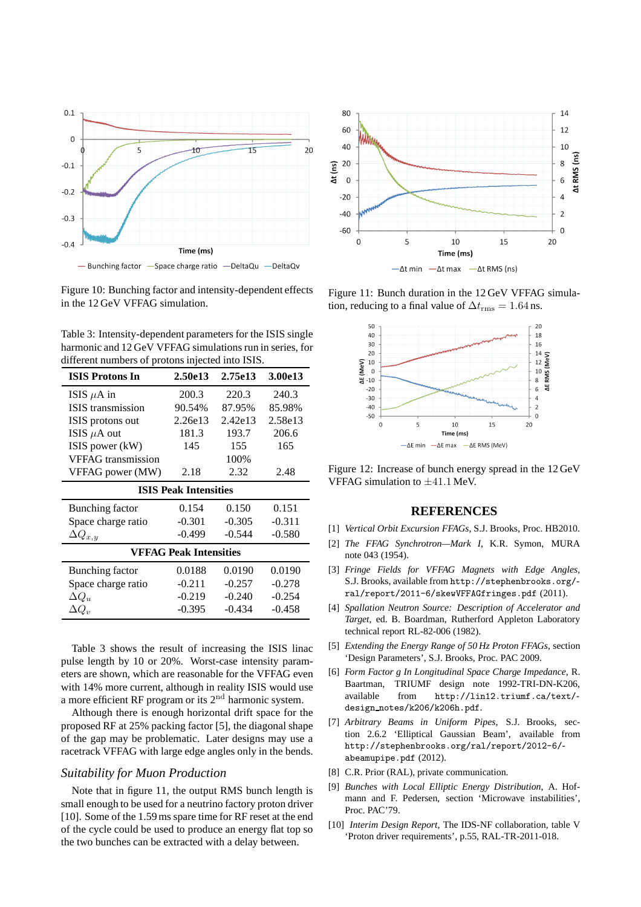0.1
0
-0.1
-0.2
-0.3
-0.4
0
5
10
15
20
Time (ms)
Bunching factor
Space charge ratio
DeltaQu
DeltaQv

Figure 10: Bunching factor and intensity-dependent effects in the 12 GeV VFFAG simulation.

Table 3: Intensity-dependent parameters for the ISIS single harmonic and 12 GeV VFFAG simulations run in series, for different numbers of protons injected into ISIS.

| **ISIS Protons In** | **2.50e13** | **2.75e13** | **3.00e13** |
|---|---|---|---|
| ISIS $\mu$A in | 200.3 | 220.3 | 240.3 |
| ISIS transmission | 90.54% | 87.95% | 85.98% |
| ISIS protons out | 2.26e13 | 2.42e13 | 2.58e13 |
| ISIS $\mu$A out | 181.3 | 193.7 | 206.6 |
| ISIS power (kW) | 145 | 155 | 165 |
| VFFAG transmission | | 100% | |
| VFFAG power (MW) | 2.18 | 2.32 | 2.48 |
| **ISIS Peak Intensities** | | | |
| Bunching factor | 0.154 | 0.150 | 0.151 |
| Space charge ratio | -0.301 | -0.305 | -0.311 |
| $\Delta Q_{x,y}$ | -0.499 | -0.544 | -0.580 |
| **VFFAG Peak Intensities** | | | |
| Bunching factor | 0.0188 | 0.0190 | 0.0190 |
| Space charge ratio | -0.211 | -0.257 | -0.278 |
| $\Delta Q_u$ | -0.219 | -0.240 | -0.254 |
| $\Delta Q_v$ | -0.395 | -0.434 | -0.458 |

Table 3 shows the result of increasing the ISIS linac pulse length by 10 or 20%. Worst-case intensity parameters are shown, which are reasonable for the VFFAG even with 14% more current, although in reality ISIS would use a more efficient RF program or its 2$^{\text{nd}}$ harmonic system.

Although there is enough horizontal drift space for the proposed RF at 25% packing factor [5], the diagonal shape of the gap may be problematic. Later designs may use a racetrack VFFAG with large edge angles only in the bends.

### *Suitability for Muon Production*

Note that in figure 11, the output RMS bunch length is small enough to be used for a neutrino factory proton driver [10]. Some of the 1.59 ms spare time for RF reset at the end of the cycle could be used to produce an energy flat top so the two bunches can be extracted with a delay between.

Δt (ns)
80
60
40
20
0
-20
-40
-60
0
5
10
15
20
Time (ms)
Δt RMS (ns)
14
12
10
8
6
4
2
0
Δt min
Δt max
Δt RMS (ns)

Figure 11: Bunch duration in the 12 GeV VFFAG simulation, reducing to a final value of $\Delta t_{\text{rms}} = 1.64$ ns.

ΔE (MeV)
50
40
30
20
10
0
-10
-20
-30
-40
-50
0
5
10
15
20
Time (ms)
ΔE RMS (MeV)
20
18
16
14
12
10
8
6
4
2
0
ΔE min
ΔE max
ΔE RMS (MeV)

Figure 12: Increase of bunch energy spread in the 12 GeV VFFAG simulation to $\pm 41.1$ MeV.

## REFERENCES

[1] *Vertical Orbit Excursion FFAGs*, S.J. Brooks, Proc. HB2010.

[2] *The FFAG Synchrotron—Mark I*, K.R. Symon, MURA note 043 (1954).

[3] *Fringe Fields for VFFAG Magnets with Edge Angles*, S.J. Brooks, available from `http://stephenbrooks.org/ral/report/2011-6/skewVFFAGfringes.pdf` (2011).

[4] *Spallation Neutron Source: Description of Accelerator and Target*, ed. B. Boardman, Rutherford Appleton Laboratory technical report RL-82-006 (1982).

[5] *Extending the Energy Range of 50 Hz Proton FFAGs*, section 'Design Parameters', S.J. Brooks, Proc. PAC 2009.

[6] *Form Factor g In Longitudinal Space Charge Impedance*, R. Baartman, TRIUMF design note 1992-TRI-DN-K206, available from `http://lin12.triumf.ca/text/design_notes/k206/k206h.pdf`.

[7] *Arbitrary Beams in Uniform Pipes*, S.J. Brooks, section 2.6.2 'Elliptical Gaussian Beam', available from `http://stephenbrooks.org/ral/report/2012-6/abeamupipe.pdf` (2012).

[8] C.R. Prior (RAL), private communication.

[9] *Bunches with Local Elliptic Energy Distribution*, A. Hofmann and F. Pedersen, section 'Microwave instabilities', Proc. PAC'79.

[10] *Interim Design Report*, The IDS-NF collaboration, table V 'Proton driver requirements', p.55, RAL-TR-2011-018.